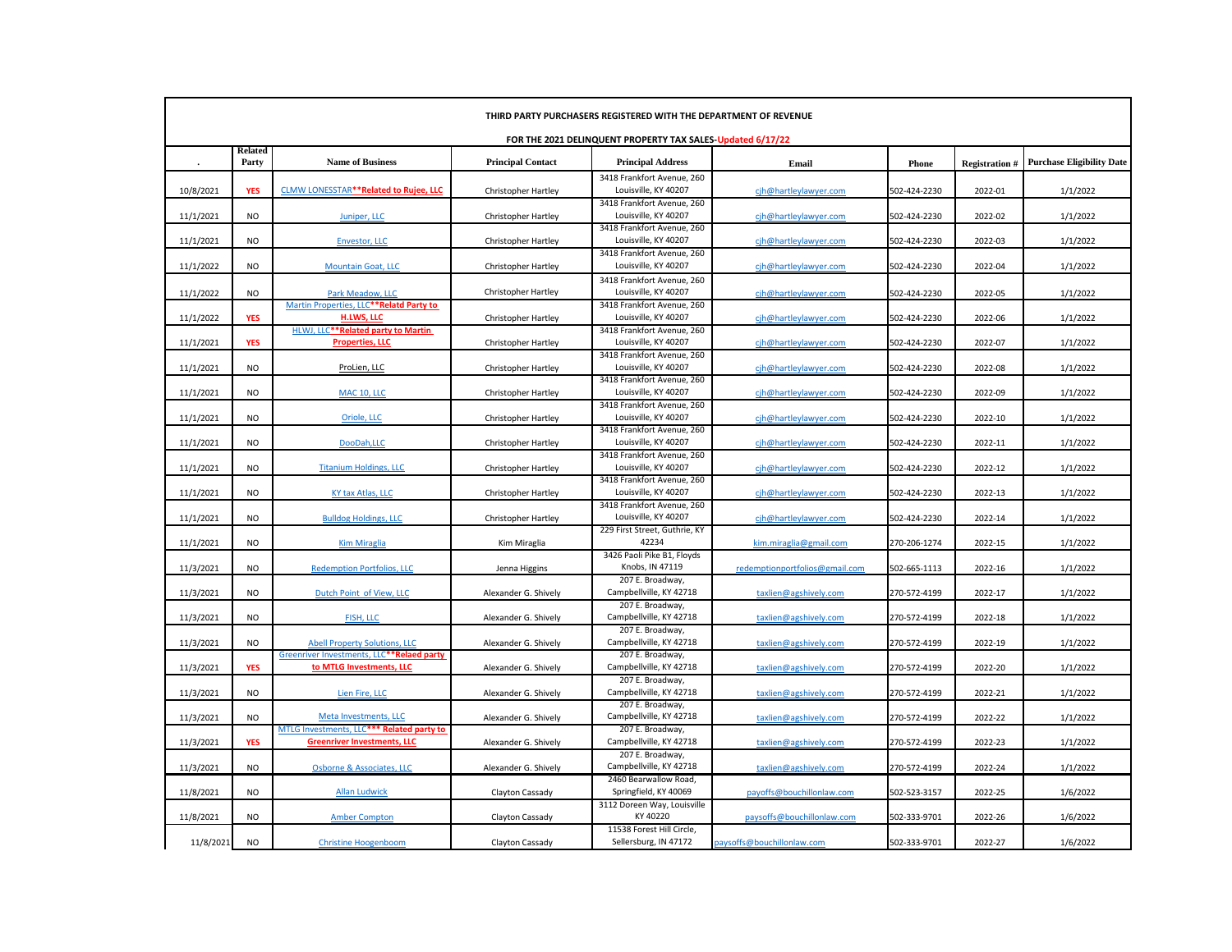## THIRD PARTY PURCHASERS REGISTERED WITH THE DEPARTMENT OF REVENUE

### FOR THE 2021 DELINQUENT PROPERTY TAX SALES-Updated 6/17/22

| . | Related Party | Name of Business | Principal Contact | Principal Address | Email | Phone | Registration # | Purchase Eligibility Date |
|---|---|---|---|---|---|---|---|---|
| 10/8/2021 | YES | CLMW LONESSTAR**Related to Rujee, LLC | Christopher Hartley | 3418 Frankfort Avenue, 260 Louisville, KY 40207 | cjh@hartleylawyer.com | 502-424-2230 | 2022-01 | 1/1/2022 |
| 11/1/2021 | NO | Juniper, LLC | Christopher Hartley | 3418 Frankfort Avenue, 260 Louisville, KY 40207 | cjh@hartleylawyer.com | 502-424-2230 | 2022-02 | 1/1/2022 |
| 11/1/2021 | NO | Envestor, LLC | Christopher Hartley | 3418 Frankfort Avenue, 260 Louisville, KY 40207 | cjh@hartleylawyer.com | 502-424-2230 | 2022-03 | 1/1/2022 |
| 11/1/2022 | NO | Mountain Goat, LLC | Christopher Hartley | 3418 Frankfort Avenue, 260 Louisville, KY 40207 | cjh@hartleylawyer.com | 502-424-2230 | 2022-04 | 1/1/2022 |
| 11/1/2022 | NO | Park Meadow, LLC | Christopher Hartley | 3418 Frankfort Avenue, 260 Louisville, KY 40207 | cjh@hartleylawyer.com | 502-424-2230 | 2022-05 | 1/1/2022 |
| 11/1/2022 | YES | Martin Properties, LLC**Relatd Party to H.LWS, LLC | Christopher Hartley | 3418 Frankfort Avenue, 260 Louisville, KY 40207 | cjh@hartleylawyer.com | 502-424-2230 | 2022-06 | 1/1/2022 |
| 11/1/2021 | YES | HLWJ, LLC**Related party to Martin Properties, LLC | Christopher Hartley | 3418 Frankfort Avenue, 260 Louisville, KY 40207 | cjh@hartleylawyer.com | 502-424-2230 | 2022-07 | 1/1/2022 |
| 11/1/2021 | NO | ProLien, LLC | Christopher Hartley | 3418 Frankfort Avenue, 260 Louisville, KY 40207 | cjh@hartleylawyer.com | 502-424-2230 | 2022-08 | 1/1/2022 |
| 11/1/2021 | NO | MAC 10, LLC | Christopher Hartley | 3418 Frankfort Avenue, 260 Louisville, KY 40207 | cjh@hartleylawyer.com | 502-424-2230 | 2022-09 | 1/1/2022 |
| 11/1/2021 | NO | Oriole, LLC | Christopher Hartley | 3418 Frankfort Avenue, 260 Louisville, KY 40207 | cjh@hartleylawyer.com | 502-424-2230 | 2022-10 | 1/1/2022 |
| 11/1/2021 | NO | DooDah,LLC | Christopher Hartley | 3418 Frankfort Avenue, 260 Louisville, KY 40207 | cjh@hartleylawyer.com | 502-424-2230 | 2022-11 | 1/1/2022 |
| 11/1/2021 | NO | Titanium Holdings, LLC | Christopher Hartley | 3418 Frankfort Avenue, 260 Louisville, KY 40207 | cjh@hartleylawyer.com | 502-424-2230 | 2022-12 | 1/1/2022 |
| 11/1/2021 | NO | KY tax Atlas, LLC | Christopher Hartley | 3418 Frankfort Avenue, 260 Louisville, KY 40207 | cjh@hartleylawyer.com | 502-424-2230 | 2022-13 | 1/1/2022 |
| 11/1/2021 | NO | Bulldog Holdings, LLC | Christopher Hartley | 3418 Frankfort Avenue, 260 Louisville, KY 40207 | cjh@hartleylawyer.com | 502-424-2230 | 2022-14 | 1/1/2022 |
| 11/1/2021 | NO | Kim Miraglia | Kim Miraglia | 229 First Street, Guthrie, KY 42234 | kim.miraglia@gmail.com | 270-206-1274 | 2022-15 | 1/1/2022 |
| 11/3/2021 | NO | Redemption Portfolios, LLC | Jenna Higgins | 3426 Paoli Pike B1, Floyds Knobs, IN 47119 | redemptionportfolios@gmail.com | 502-665-1113 | 2022-16 | 1/1/2022 |
| 11/3/2021 | NO | Dutch Point of View, LLC | Alexander G. Shively | 207 E. Broadway, Campbellville, KY 42718 | taxlien@agshively.com | 270-572-4199 | 2022-17 | 1/1/2022 |
| 11/3/2021 | NO | FISH, LLC | Alexander G. Shively | 207 E. Broadway, Campbellville, KY 42718 | taxlien@agshively.com | 270-572-4199 | 2022-18 | 1/1/2022 |
| 11/3/2021 | NO | Abell Property Solutions, LLC | Alexander G. Shively | 207 E. Broadway, Campbellville, KY 42718 | taxlien@agshively.com | 270-572-4199 | 2022-19 | 1/1/2022 |
| 11/3/2021 | YES | Greenriver Investments, LLC**Relaed party to MTLG Investments, LLC | Alexander G. Shively | 207 E. Broadway, Campbellville, KY 42718 | taxlien@agshively.com | 270-572-4199 | 2022-20 | 1/1/2022 |
| 11/3/2021 | NO | Lien Fire, LLC | Alexander G. Shively | 207 E. Broadway, Campbellville, KY 42718 | taxlien@agshively.com | 270-572-4199 | 2022-21 | 1/1/2022 |
| 11/3/2021 | NO | Meta Investments, LLC | Alexander G. Shively | 207 E. Broadway, Campbellville, KY 42718 | taxlien@agshively.com | 270-572-4199 | 2022-22 | 1/1/2022 |
| 11/3/2021 | YES | MTLG Investments, LLC*** Related party to Greenriver Investments, LLC | Alexander G. Shively | 207 E. Broadway, Campbellville, KY 42718 | taxlien@agshively.com | 270-572-4199 | 2022-23 | 1/1/2022 |
| 11/3/2021 | NO | Osborne & Associates, LLC | Alexander G. Shively | 207 E. Broadway, Campbellville, KY 42718 | taxlien@agshively.com | 270-572-4199 | 2022-24 | 1/1/2022 |
| 11/8/2021 | NO | Allan Ludwick | Clayton Cassady | 2460 Bearwallow Road, Springfield, KY 40069 | payoffs@bouchillonlaw.com | 502-523-3157 | 2022-25 | 1/6/2022 |
| 11/8/2021 | NO | Amber Compton | Clayton Cassady | 3112 Doreen Way, Louisville KY 40220 | paysoffs@bouchillonlaw.com | 502-333-9701 | 2022-26 | 1/6/2022 |
| 11/8/2021 | NO | Christine Hoogenboom | Clayton Cassady | 11538 Forest Hill Circle, Sellersburg, IN 47172 | paysoffs@bouchillonlaw.com | 502-333-9701 | 2022-27 | 1/6/2022 |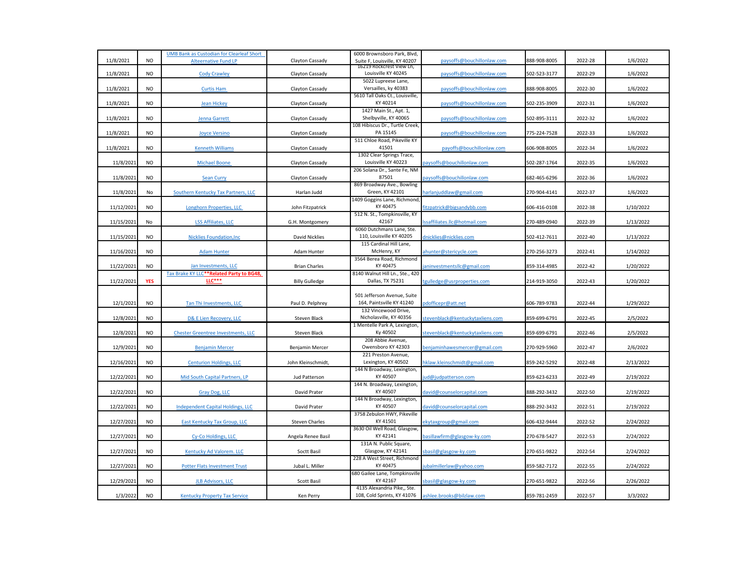| | | | | | | | | |
|---|---|---|---|---|---|---|---|---|
| 11/8/2021 | NO | UMB Bank as Custodian for Clearleaf Short Alteernative Fund LP | Clayton Cassady | 6000 Brownsboro Park, Blvd, Suite F, Louisville, KY 40207 | paysoffs@bouchillonlaw.com | 888-908-8005 | 2022-28 | 1/6/2022 |
| 11/8/2021 | NO | Cody Crawley | Clayton Cassady | 16219 Rockcrest View Ln, Louisville KY 40245 | paysoffs@bouchillonlaw.com | 502-523-3177 | 2022-29 | 1/6/2022 |
| 11/8/2021 | NO | Curtis Ham | Clayton Cassady | 5022 Lupreese Lane, Versailles, ky 40383 | paysoffs@bouchillonlaw.com | 888-908-8005 | 2022-30 | 1/6/2022 |
| 11/8/2021 | NO | Jean Hickey | Clayton Cassady | 5610 Tall Oaks Ct., Louisville, KY 40214 | paysoffs@bouchillonlaw.com | 502-235-3909 | 2022-31 | 1/6/2022 |
| 11/8/2021 | NO | Jenna Garrett | Clayton Cassady | 1427 Main St., Apt. 1, Shelbyville, KY 40065 | paysoffs@bouchillonlaw.com | 502-895-3111 | 2022-32 | 1/6/2022 |
| 11/8/2021 | NO | Joyce Versino | Clayton Cassady | 108 Hibiscus Dr., Turtle Creek, PA 15145 | paysoffs@bouchillonlaw.com | 775-224-7528 | 2022-33 | 1/6/2022 |
| 11/8/2021 | NO | Kenneth Williams | Clayton Cassady | 511 Chloe Road, Pikeville KY 41501 | payoffs@bouchillonlaw.com | 606-908-8005 | 2022-34 | 1/6/2022 |
| 11/8/2021 | NO | Michael Boone | Clayton Cassady | 1302 Clear Springs Trace, Louisville KY 40223 | paysoffs@bouchillonlaw.com | 502-287-1764 | 2022-35 | 1/6/2022 |
| 11/8/2021 | NO | Sean Curry | Clayton Cassady | 206 Solana Dr., Sante Fe, NM 87501 | paysoffs@bouchillonlaw.com | 682-465-6296 | 2022-36 | 1/6/2022 |
| 11/8/2021 | No | Southern Kentucky Tax Partners, LLC | Harlan Judd | 869 Broadway Ave., Bowling Green, KY 42101 | harlanjuddlaw@gmail.com | 270-904-4141 | 2022-37 | 1/6/2022 |
| 11/12/2021 | NO | Longhorn Properties, LLC | John Fitzpatrick | 1409 Goggins Lane, Richmond, KY 40475 | fitzpatrick@bigsandybb.com | 606-416-0108 | 2022-38 | 1/10/2022 |
| 11/15/2021 | No | LSS Affiliates, LLC | G.H. Montgomery | 512 N. St., Tompkinsville, KY 42167 | lssaffiliates.llc@hotmail.com | 270-489-0940 | 2022-39 | 1/13/2022 |
| 11/15/2021 | NO | Nicklies Foundation,Inc | David Nicklies | 6060 Dutchmans Lane, Ste. 110, Louisville KY 40205 | dnicklies@nicklies.com | 502-412-7611 | 2022-40 | 1/13/2022 |
| 11/16/2021 | NO | Adam Hunter | Adam Hunter | 115 Cardinal Hill Lane, McHenry, KY | ahunter@stericycle.com | 270-256-3273 | 2022-41 | 1/14/2022 |
| 11/22/2021 | NO | Jan Investments, LLC | Brian Charles | 3564 Berea Road, Richmond KY 40475 | janinvestmentsllc@gmail.com | 859-314-4985 | 2022-42 | 1/20/2022 |
| 11/22/2021 | **YES** | Tax Brake KY LLC****Related Party to BG48, LLC***** | Billy Gulledge | 8140 Walnut Hill Ln., Ste., 420 Dallas, TX 75231 | tgulledge@usrproperties.com | 214-919-3050 | 2022-43 | 1/20/2022 |
| 12/1/2021 | NO | Tan Thi Investments, LLC | Paul D. Pelphrey | 501 Jefferson Avenue, Suite 164, Paintsville KY 41240 | pdofficepr@att.net | 606-789-9783 | 2022-44 | 1/29/2022 |
| 12/8/2021 | NO | D& E Lien Recovery, LLC | Steven Black | 132 Vincewood Drive, Nicholasville, KY 40356 | stevenblack@kentuckytaxliens.com | 859-699-6791 | 2022-45 | 2/5/2022 |
| 12/8/2021 | NO | Chester Greentree Investments, LLC | Steven Black | 1 Mentelle Park A, Lexington, Ky 40502 | stevenblack@kentuckytaxliens.com | 859-699-6791 | 2022-46 | 2/5/2022 |
| 12/9/2021 | NO | Benjamin Mercer | Benjamin Mercer | 208 Abbie Avenue, Owensboro KY 42303 | benjaminhawesmercer@gmail.com | 270-929-5960 | 2022-47 | 2/6/2022 |
| 12/16/2021 | NO | Centurion Holdings, LLC | John Kleinschmidt, | 221 Preston Avenue, Lexington, KY 40502 | hklaw.kleinschmidt@gmail.com | 859-242-5292 | 2022-48 | 2/13/2022 |
| 12/22/2021 | NO | Mid South Capital Partners, LP | Jud Patterson | 144 N Broadway, Lexington, KY 40507 | jud@judpatterson.com | 859-623-6233 | 2022-49 | 2/19/2022 |
| 12/22/2021 | NO | Gray Dog, LLC | David Prater | 144 N. Broadway, Lexington, KY 40507 | david@counselorcapital.com | 888-292-3432 | 2022-50 | 2/19/2022 |
| 12/22/2021 | NO | Independent Capital Holdings, LLC | David Prater | 144 N Broadway, Lexington, KY 40507 | david@counselorcapital.com | 888-292-3432 | 2022-51 | 2/19/2022 |
| 12/27/2021 | NO | East Kentucky Tax Group, LLC | Steven Charles | 3758 Zebulon HWY, Pikeville KY 41501 | ekytaxgroup@gmail.com | 606-432-9444 | 2022-52 | 2/24/2022 |
| 12/27/2021 | NO | Cy-Co Holdings, LLC | Angela Renee Basil | 3630 Oil Well Road, Glasgow, KY 42141 | basillawfirm@glasgow-ky.com | 270-678-5427 | 2022-53 | 2/24/2022 |
| 12/27/2021 | NO | Kentucky Ad Valorem. LLC | Soctt Basil | 131A N. Public Square, Glasgow, KY 42141 | sbasil@glasgow-ky.com | 270-651-9822 | 2022-54 | 2/24/2022 |
| 12/27/2021 | NO | Potter Flats Investment Trust | Jubal L. Miller | 228 A West Street, Richmond KY 40475 | jubalmillerlaw@yahoo.com | 859-582-7172 | 2022-55 | 2/24/2022 |
| 12/29/2021 | NO | JLB Advisors, LLC | Scott Basil | 680 Gailee Lane, Tompkinsville KY 42167 | sbasil@glasgow-ky.com | 270-651-9822 | 2022-56 | 2/26/2022 |
| 1/3/2022 | NO | Kentucky Property Tax Service | Ken Perry | 4135 Alexandria Pike,, Ste. 108, Cold Sprints, KY 41076 | ashlee.brooks@bilzlaw.com | 859-781-2459 | 2022-57 | 3/3/2022 |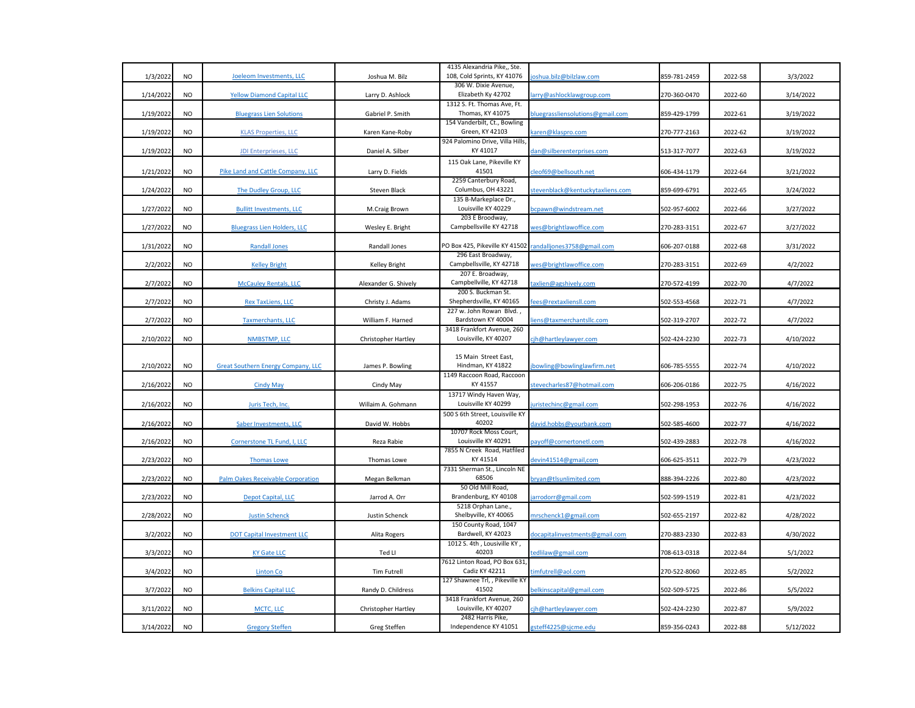| | | | | | | | | |
|---|---|---|---|---|---|---|---|---|
| 1/3/2022 | NO | Joeleom Investments, LLC | Joshua M. Bilz | 4135 Alexandria Pike,, Ste. 108, Cold Sprints, KY 41076 | joshua.bilz@bilzlaw.com | 859-781-2459 | 2022-58 | 3/3/2022 |
| 1/14/2022 | NO | Yellow Diamond Capital LLC | Larry D. Ashlock | 306 W. Dixie Avenue, Elizabeth Ky 42702 | larry@ashlocklawgroup.com | 270-360-0470 | 2022-60 | 3/14/2022 |
| 1/19/2022 | NO | Bluegrass Lien Solutions | Gabriel P. Smith | 1312 S. Ft. Thomas Ave, Ft. Thomas, KY 41075 | bluegrassliensolutions@gmail.com | 859-429-1799 | 2022-61 | 3/19/2022 |
| 1/19/2022 | NO | KLAS Properties, LLC | Karen Kane-Roby | 154 Vanderbilt, Ct., Bowling Green, KY 42103 | karen@klaspro.com | 270-777-2163 | 2022-62 | 3/19/2022 |
| 1/19/2022 | NO | JDI Enterprieses, LLC | Daniel A. Silber | 924 Palomino Drive, Villa Hills, KY 41017 | dan@silberenterprises.com | 513-317-7077 | 2022-63 | 3/19/2022 |
| 1/21/2022 | NO | Pike Land and Cattle Company, LLC | Larry D. Fields | 115 Oak Lane, Pikeville KY 41501 | cleof69@bellsouth.net | 606-434-1179 | 2022-64 | 3/21/2022 |
| 1/24/2022 | NO | The Dudley Group, LLC | Steven Black | 2259 Canterbury Road, Columbus, OH 43221 | stevenblack@kentuckytaxliens.com | 859-699-6791 | 2022-65 | 3/24/2022 |
| 1/27/2022 | NO | Bullitt Investments, LLC | M.Craig Brown | 135 B-Markeplace Dr., Louisville KY 40229 | bcpawn@windstream.net | 502-957-6002 | 2022-66 | 3/27/2022 |
| 1/27/2022 | NO | Bluegrass Lien Holders, LLC | Wesley E. Bright | 203 E Broodway, Campbellsville KY 42718 | wes@brightlawoffice.com | 270-283-3151 | 2022-67 | 3/27/2022 |
| 1/31/2022 | NO | Randall Jones | Randall Jones | PO Box 425, Pikeville KY 41502 | randalljones3758@gmail.com | 606-207-0188 | 2022-68 | 3/31/2022 |
| 2/2/2022 | NO | Kelley Bright | Kelley Bright | 296 East Broadway, Campbellsville, KY 42718 | wes@brightlawoffice.com | 270-283-3151 | 2022-69 | 4/2/2022 |
| 2/7/2022 | NO | McCauley Rentals, LLC | Alexander G. Shively | 207 E. Broadway, Campbellville, KY 42718 | taxlien@agshively.com | 270-572-4199 | 2022-70 | 4/7/2022 |
| 2/7/2022 | NO | Rex TaxLiens, LLC | Christy J. Adams | 200 S. Buckman St. Shepherdsville, KY 40165 | fees@rextaxliensll.com | 502-553-4568 | 2022-71 | 4/7/2022 |
| 2/7/2022 | NO | Taxmerchants, LLC | William F. Harned | 227 w. John Rowan Blvd. , Bardstown KY 40004 | liens@taxmerchantsllc.com | 502-319-2707 | 2022-72 | 4/7/2022 |
| 2/10/2022 | NO | NMBSTMP, LLC | Christopher Hartley | 3418 Frankfort Avenue, 260 Louisville, KY 40207 | cjh@hartleylawyer.com | 502-424-2230 | 2022-73 | 4/10/2022 |
| 2/10/2022 | NO | Great Southern Energy Company, LLC | James P. Bowling | 15 Main Street East, Hindman, KY 41822 | jbowling@bowlinglawfirm.net | 606-785-5555 | 2022-74 | 4/10/2022 |
| 2/16/2022 | NO | Cindy May | Cindy May | 1149 Raccoon Road, Raccoon KY 41557 | stevecharles87@hotmail.com | 606-206-0186 | 2022-75 | 4/16/2022 |
| 2/16/2022 | NO | Juris Tech, Inc. | Willaim A. Gohmann | 13717 Windy Haven Way, Louisville KY 40299 | juristechinc@gmail.com | 502-298-1953 | 2022-76 | 4/16/2022 |
| 2/16/2022 | NO | Saber Investments, LLC | David W. Hobbs | 500 S 6th Street, Louisville KY 40202 | david.hobbs@yourbank.com | 502-585-4600 | 2022-77 | 4/16/2022 |
| 2/16/2022 | NO | Cornerstone TL Fund, I, LLC | Reza Rabie | 10707 Rock Moss Court, Louisville KY 40291 | payoff@cornertonetl.com | 502-439-2883 | 2022-78 | 4/16/2022 |
| 2/23/2022 | NO | Thomas Lowe | Thomas Lowe | 7855 N Creek Road, Hatfiled KY 41514 | devin41514@gmail.com | 606-625-3511 | 2022-79 | 4/23/2022 |
| 2/23/2022 | NO | Palm Oakes Receivable Corporation | Megan Belkman | 7331 Sherman St., Lincoln NE 68506 | bryan@tlsunlimited.com | 888-394-2226 | 2022-80 | 4/23/2022 |
| 2/23/2022 | NO | Depot Capital, LLC | Jarrod A. Orr | 50 Old Mill Road, Brandenburg, KY 40108 | jarrodorr@gmail.com | 502-599-1519 | 2022-81 | 4/23/2022 |
| 2/28/2022 | NO | Justin Schenck | Justin Schenck | 5218 Orphan Lane., Shelbyville, KY 40065 | mrschenck1@gmail.com | 502-655-2197 | 2022-82 | 4/28/2022 |
| 3/2/2022 | NO | DOT Capital Investment LLC | Alita Rogers | 150 County Road, 1047 Bardwell, KY 42023 | docapitalinvestments@gmail.com | 270-883-2330 | 2022-83 | 4/30/2022 |
| 3/3/2022 | NO | KY Gate LLC | Ted LI | 1012 S. 4th , Lousiville KY , 40203 | tedlilaw@gmail.com | 708-613-0318 | 2022-84 | 5/1/2022 |
| 3/4/2022 | NO | Linton Co | Tim Futrell | 7612 Linton Road, PO Box 631, Cadiz KY 42211 | timfutrell@aol.com | 270-522-8060 | 2022-85 | 5/2/2022 |
| 3/7/2022 | NO | Belkins Capital LLC | Randy D. Childress | 127 Shawnee Trl, , Pikeville KY 41502 | belkinscapital@gmail.com | 502-509-5725 | 2022-86 | 5/5/2022 |
| 3/11/2022 | NO | MCTC, LLC | Christopher Hartley | 3418 Frankfort Avenue, 260 Louisville, KY 40207 | cjh@hartleylawyer.com | 502-424-2230 | 2022-87 | 5/9/2022 |
| 3/14/2022 | NO | Gregory Steffen | Greg Steffen | 2482 Harris Pike, Independence KY 41051 | gsteff4225@sjcme.edu | 859-356-0243 | 2022-88 | 5/12/2022 |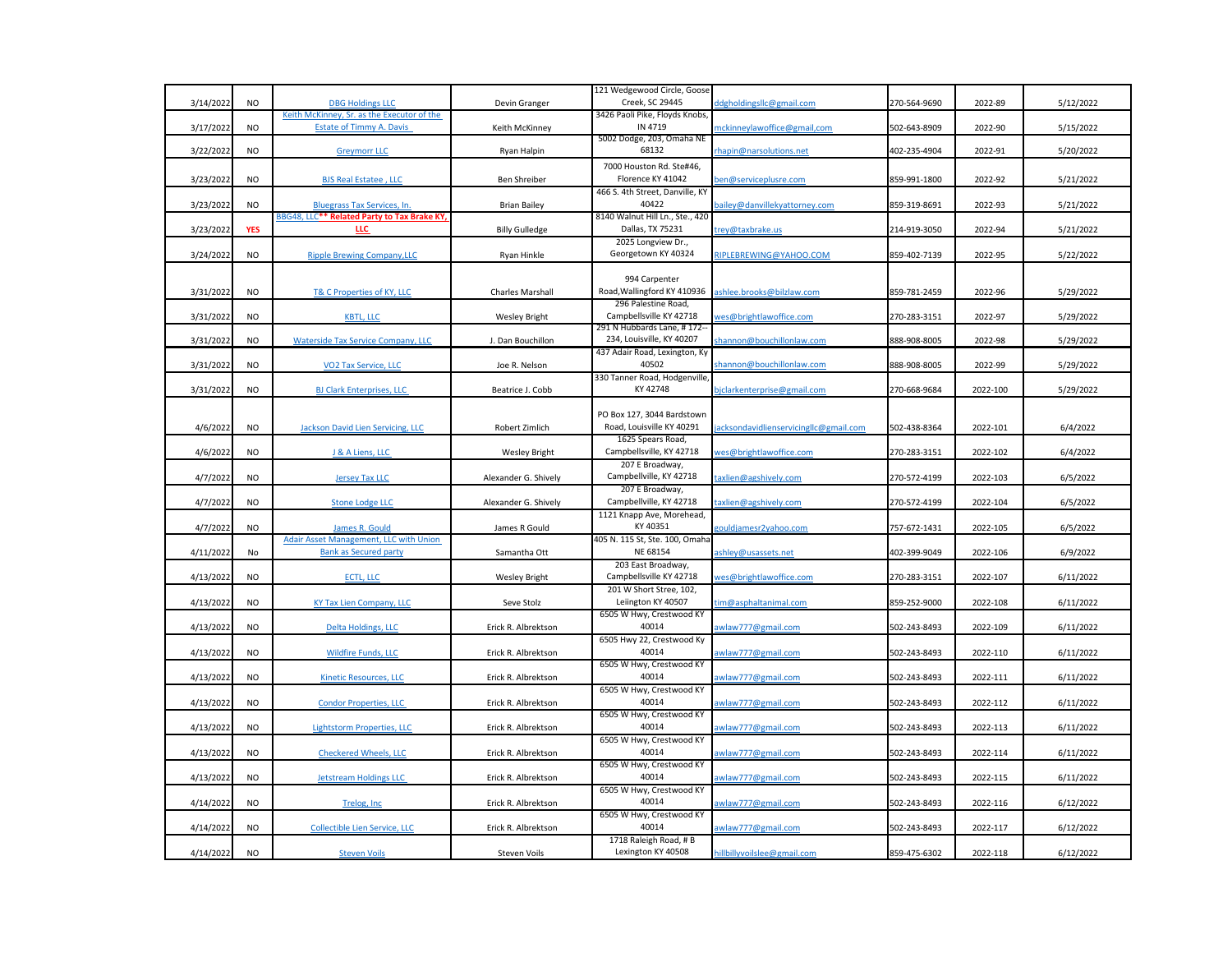| 3/14/2022 | NO | DBG Holdings LLC | Devin Granger | 121 Wedgewood Circle, Goose Creek, SC 29445 | ddgholdingsllc@gmail.com | 270-564-9690 | 2022-89 | 5/12/2022 |
|---|---|---|---|---|---|---|---|---|
| 3/17/2022 | NO | Keith McKinney, Sr. as the Executor of the Estate of Timmy A. Davis | Keith McKinney | 3426 Paoli Pike, Floyds Knobs, IN 4719 | mckinneylawoffice@gmail.com | 502-643-8909 | 2022-90 | 5/15/2022 |
| 3/22/2022 | NO | Greymorr LLC | Ryan Halpin | 5002 Dodge, 203, Omaha NE 68132 | rhapin@narsolutions.net | 402-235-4904 | 2022-91 | 5/20/2022 |
| 3/23/2022 | NO | BJS Real Estatee , LLC | Ben Shreiber | 7000 Houston Rd. Ste#46, Florence KY 41042 | ben@serviceplusre.com | 859-991-1800 | 2022-92 | 5/21/2022 |
| 3/23/2022 | NO | Bluegrass Tax Services, In. | Brian Bailey | 466 S. 4th Street, Danville, KY 40422 | bailey@danvillekyattorney.com | 859-319-8691 | 2022-93 | 5/21/2022 |
| 3/23/2022 | **YES** | BBG48, LLC** Related Party to Tax Brake KY, LLC | Billy Gulledge | 8140 Walnut Hill Ln., Ste., 420 Dallas, TX 75231 | trey@taxbrake.us | 214-919-3050 | 2022-94 | 5/21/2022 |
| 3/24/2022 | NO | Ripple Brewing Company,LLC | Ryan Hinkle | 2025 Longview Dr., Georgetown KY 40324 | RIPLEBREWING@YAHOO.COM | 859-402-7139 | 2022-95 | 5/22/2022 |
| 3/31/2022 | NO | T& C Properties of KY, LLC | Charles Marshall | 994 Carpenter Road,Wallingford KY 410936 | ashlee.brooks@bilzlaw.com | 859-781-2459 | 2022-96 | 5/29/2022 |
| 3/31/2022 | NO | KBTL, LLC | Wesley Bright | 296 Palestine Road, Campbellsville KY 42718 | wes@brightlawoffice.com | 270-283-3151 | 2022-97 | 5/29/2022 |
| 3/31/2022 | NO | Waterside Tax Service Company, LLC | J. Dan Bouchillon | 291 N Hubbards Lane, # 172--234, Louisville, KY 40207 | shannon@bouchillonlaw.com | 888-908-8005 | 2022-98 | 5/29/2022 |
| 3/31/2022 | NO | VO2 Tax Service, LLC | Joe R. Nelson | 437 Adair Road, Lexington, Ky 40502 | shannon@bouchillonlaw.com | 888-908-8005 | 2022-99 | 5/29/2022 |
| 3/31/2022 | NO | BJ Clark Enterprises, LLC | Beatrice J. Cobb | 330 Tanner Road, Hodgenville, KY 42748 | bjclarkenterprise@gmail.com | 270-668-9684 | 2022-100 | 5/29/2022 |
| 4/6/2022 | NO | Jackson David Lien Servicing, LLC | Robert Zimlich | PO Box 127, 3044 Bardstown Road, Louisville KY 40291 | jacksondavidlienservicingllc@gmail.com | 502-438-8364 | 2022-101 | 6/4/2022 |
| 4/6/2022 | NO | J & A Liens, LLC | Wesley Bright | 1625 Spears Road, Campbellsville, KY 42718 | wes@brightlawoffice.com | 270-283-3151 | 2022-102 | 6/4/2022 |
| 4/7/2022 | NO | Jersey Tax LLC | Alexander G. Shively | 207 E Broadway, Campbellville, KY 42718 | taxlien@agshively.com | 270-572-4199 | 2022-103 | 6/5/2022 |
| 4/7/2022 | NO | Stone Lodge LLC | Alexander G. Shively | 207 E Broadway, Campbellville, KY 42718 | taxlien@agshively.com | 270-572-4199 | 2022-104 | 6/5/2022 |
| 4/7/2022 | NO | James R. Gould | James R Gould | 1121 Knapp Ave, Morehead, KY 40351 | gouldjamesr2yahoo.com | 757-672-1431 | 2022-105 | 6/5/2022 |
| 4/11/2022 | No | Adair Asset Management, LLC with Union Bank as Secured party | Samantha Ott | 405 N. 115 St, Ste. 100, Omaha NE 68154 | ashley@usassets.net | 402-399-9049 | 2022-106 | 6/9/2022 |
| 4/13/2022 | NO | ECTL, LLC | Wesley Bright | 203 East Broadway, Campbellsville KY 42718 | wes@brightlawoffice.com | 270-283-3151 | 2022-107 | 6/11/2022 |
| 4/13/2022 | NO | KY Tax Lien Company, LLC | Seve Stolz | 201 W Short Stree, 102, Leiington KY 40507 | tim@asphaltanimal.com | 859-252-9000 | 2022-108 | 6/11/2022 |
| 4/13/2022 | NO | Delta Holdings, LLC | Erick R. Albrektson | 6505 W Hwy, Crestwood KY 40014 | awlaw777@gmail.com | 502-243-8493 | 2022-109 | 6/11/2022 |
| 4/13/2022 | NO | Wildfire Funds, LLC | Erick R. Albrektson | 6505 Hwy 22, Crestwood Ky 40014 | awlaw777@gmail.com | 502-243-8493 | 2022-110 | 6/11/2022 |
| 4/13/2022 | NO | Kinetic Resources, LLC | Erick R. Albrektson | 6505 W Hwy, Crestwood KY 40014 | awlaw777@gmail.com | 502-243-8493 | 2022-111 | 6/11/2022 |
| 4/13/2022 | NO | Condor Properties, LLC | Erick R. Albrektson | 6505 W Hwy, Crestwood KY 40014 | awlaw777@gmail.com | 502-243-8493 | 2022-112 | 6/11/2022 |
| 4/13/2022 | NO | Lightstorm Properties, LLC | Erick R. Albrektson | 6505 W Hwy, Crestwood KY 40014 | awlaw777@gmail.com | 502-243-8493 | 2022-113 | 6/11/2022 |
| 4/13/2022 | NO | Checkered Wheels, LLC | Erick R. Albrektson | 6505 W Hwy, Crestwood KY 40014 | awlaw777@gmail.com | 502-243-8493 | 2022-114 | 6/11/2022 |
| 4/13/2022 | NO | Jetstream Holdings LLC | Erick R. Albrektson | 6505 W Hwy, Crestwood KY 40014 | awlaw777@gmail.com | 502-243-8493 | 2022-115 | 6/11/2022 |
| 4/14/2022 | NO | Trelog, Inc | Erick R. Albrektson | 6505 W Hwy, Crestwood KY 40014 | awlaw777@gmail.com | 502-243-8493 | 2022-116 | 6/12/2022 |
| 4/14/2022 | NO | Collectible Lien Service, LLC | Erick R. Albrektson | 6505 W Hwy, Crestwood KY 40014 | awlaw777@gmail.com | 502-243-8493 | 2022-117 | 6/12/2022 |
| 4/14/2022 | NO | Steven Voils | Steven Voils | 1718 Raleigh Road, # B Lexington KY 40508 | hillbillyvoilslee@gmail.com | 859-475-6302 | 2022-118 | 6/12/2022 |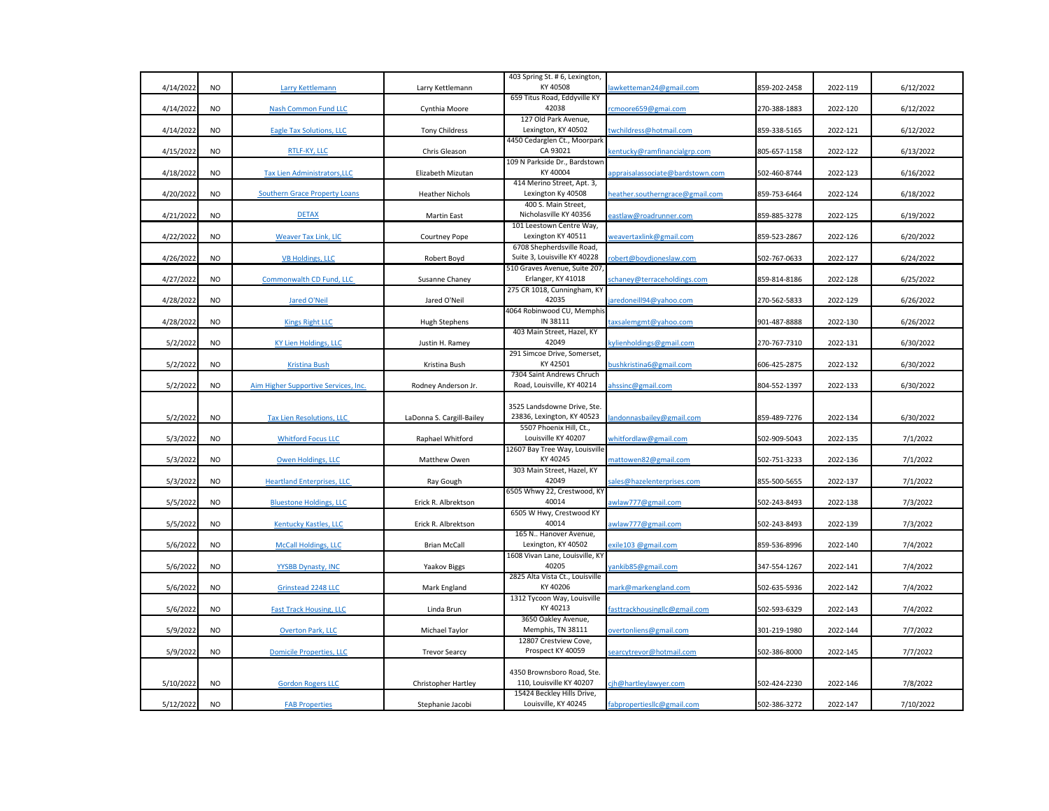|  |  |  |  |  |  |  |  |  |
|---|---|---|---|---|---|---|---|---|
| 4/14/2022 | NO | Larry Kettlemann | Larry Kettlemann | 403 Spring St. # 6, Lexington, KY 40508 | lawketteman24@gmail.com | 859-202-2458 | 2022-119 | 6/12/2022 |
| 4/14/2022 | NO | Nash Common Fund LLC | Cynthia Moore | 659 Titus Road, Eddyville KY 42038 | rcmoore659@gmai.com | 270-388-1883 | 2022-120 | 6/12/2022 |
| 4/14/2022 | NO | Eagle Tax Solutions, LLC | Tony Childress | 127 Old Park Avenue, Lexington, KY 40502 | twchildress@hotmail.com | 859-338-5165 | 2022-121 | 6/12/2022 |
| 4/15/2022 | NO | RTLF-KY, LLC | Chris Gleason | 4450 Cedarglen Ct., Moorpark CA 93021 | kentucky@ramfinancialgrp.com | 805-657-1158 | 2022-122 | 6/13/2022 |
| 4/18/2022 | NO | Tax Lien Administrators,LLC | Elizabeth Mizutan | 109 N Parkside Dr., Bardstown KY 40004 | appraisalassociate@bardstown.com | 502-460-8744 | 2022-123 | 6/16/2022 |
| 4/20/2022 | NO | Southern Grace Property Loans | Heather Nichols | 414 Merino Street, Apt. 3, Lexington Ky 40508 | heather.southerngrace@gmail.com | 859-753-6464 | 2022-124 | 6/18/2022 |
| 4/21/2022 | NO | DETAX | Martin East | 400 S. Main Street, Nicholasville KY 40356 | eastlaw@roadrunner.com | 859-885-3278 | 2022-125 | 6/19/2022 |
| 4/22/2022 | NO | Weaver Tax Link, LlC | Courtney Pope | 101 Leestown Centre Way, Lexington KY 40511 | weavertaxlink@gmail.com | 859-523-2867 | 2022-126 | 6/20/2022 |
| 4/26/2022 | NO | VB Holdings, LLC | Robert Boyd | 6708 Shepherdsville Road, Suite 3, Louisville KY 40228 | robert@boydjoneslaw.com | 502-767-0633 | 2022-127 | 6/24/2022 |
| 4/27/2022 | NO | Commonwalth CD Fund, LLC | Susanne Chaney | 510 Graves Avenue, Suite 207, Erlanger, KY 41018 | schaney@terraceholdings.com | 859-814-8186 | 2022-128 | 6/25/2022 |
| 4/28/2022 | NO | Jared O'Neil | Jared O'Neil | 275 CR 1018, Cunningham, KY 42035 | jaredoneill94@yahoo.com | 270-562-5833 | 2022-129 | 6/26/2022 |
| 4/28/2022 | NO | Kings Right LLC | Hugh Stephens | 4064 Robinwood CU, Memphis IN 38111 | taxsalemgmt@yahoo.com | 901-487-8888 | 2022-130 | 6/26/2022 |
| 5/2/2022 | NO | KY Lien Holdings, LLC | Justin H. Ramey | 403 Main Street, Hazel, KY 42049 | kylienholdings@gmail.com | 270-767-7310 | 2022-131 | 6/30/2022 |
| 5/2/2022 | NO | Kristina Bush | Kristina Bush | 291 Simcoe Drive, Somerset, KY 42501 | bushkristina6@gmail.com | 606-425-2875 | 2022-132 | 6/30/2022 |
| 5/2/2022 | NO | Aim Higher Supportive Services, Inc. | Rodney Anderson Jr. | 7304 Saint Andrews Chruch Road, Louisville, KY 40214 | ahssinc@gmail.com | 804-552-1397 | 2022-133 | 6/30/2022 |
| 5/2/2022 | NO | Tax Lien Resolutions, LLC | LaDonna S. Cargill-Bailey | 3525 Landsdowne Drive, Ste. 23836, Lexington, KY 40523 | landonnasbailey@gmail.com | 859-489-7276 | 2022-134 | 6/30/2022 |
| 5/3/2022 | NO | Whitford Focus LLC | Raphael Whitford | 5507 Phoenix Hill, Ct., Louisville KY 40207 | whitfordlaw@gmail.com | 502-909-5043 | 2022-135 | 7/1/2022 |
| 5/3/2022 | NO | Owen Holdings, LLC | Matthew Owen | 12607 Bay Tree Way, Louisville KY 40245 | mattowen82@gmail.com | 502-751-3233 | 2022-136 | 7/1/2022 |
| 5/3/2022 | NO | Heartland Enterprises, LLC | Ray Gough | 303 Main Street, Hazel, KY 42049 | sales@hazelenterprises.com | 855-500-5655 | 2022-137 | 7/1/2022 |
| 5/5/2022 | NO | Bluestone Holdings, LLC | Erick R. Albrektson | 6505 Whwy 22, Crestwood, KY 40014 | awlaw777@gmail.com | 502-243-8493 | 2022-138 | 7/3/2022 |
| 5/5/2022 | NO | Kentucky Kastles, LLC | Erick R. Albrektson | 6505 W Hwy, Crestwood KY 40014 | awlaw777@gmail.com | 502-243-8493 | 2022-139 | 7/3/2022 |
| 5/6/2022 | NO | McCall Holdings, LLC | Brian McCall | 165 N.. Hanover Avenue, Lexington, KY 40502 | exile103 @gmail.com | 859-536-8996 | 2022-140 | 7/4/2022 |
| 5/6/2022 | NO | YYSBB Dynasty, INC | Yaakov Biggs | 1608 Vivan Lane, Louisville, KY 40205 | yankib85@gmail.com | 347-554-1267 | 2022-141 | 7/4/2022 |
| 5/6/2022 | NO | Grinstead 2248 LLC | Mark England | 2825 Alta Vista Ct., Louisville KY 40206 | mark@markengland.com | 502-635-5936 | 2022-142 | 7/4/2022 |
| 5/6/2022 | NO | Fast Track Housing, LLC | Linda Brun | 1312 Tycoon Way, Louisville KY 40213 | fasttrackhousingllc@gmail.com | 502-593-6329 | 2022-143 | 7/4/2022 |
| 5/9/2022 | NO | Overton Park, LLC | Michael Taylor | 3650 Oakley Avenue, Memphis, TN 38111 | overtonliens@gmail.com | 301-219-1980 | 2022-144 | 7/7/2022 |
| 5/9/2022 | NO | Domicile Properties, LLC | Trevor Searcy | 12807 Crestview Cove, Prospect KY 40059 | searcytrevor@hotmail.com | 502-386-8000 | 2022-145 | 7/7/2022 |
| 5/10/2022 | NO | Gordon Rogers LLC | Christopher Hartley | 4350 Brownsboro Road, Ste. 110, Louisville KY 40207 | cjh@hartleylawyer.com | 502-424-2230 | 2022-146 | 7/8/2022 |
| 5/12/2022 | NO | FAB Properties | Stephanie Jacobi | 15424 Beckley Hills Drive, Louisville, KY 40245 | fabpropertiesllc@gmail.com | 502-386-3272 | 2022-147 | 7/10/2022 |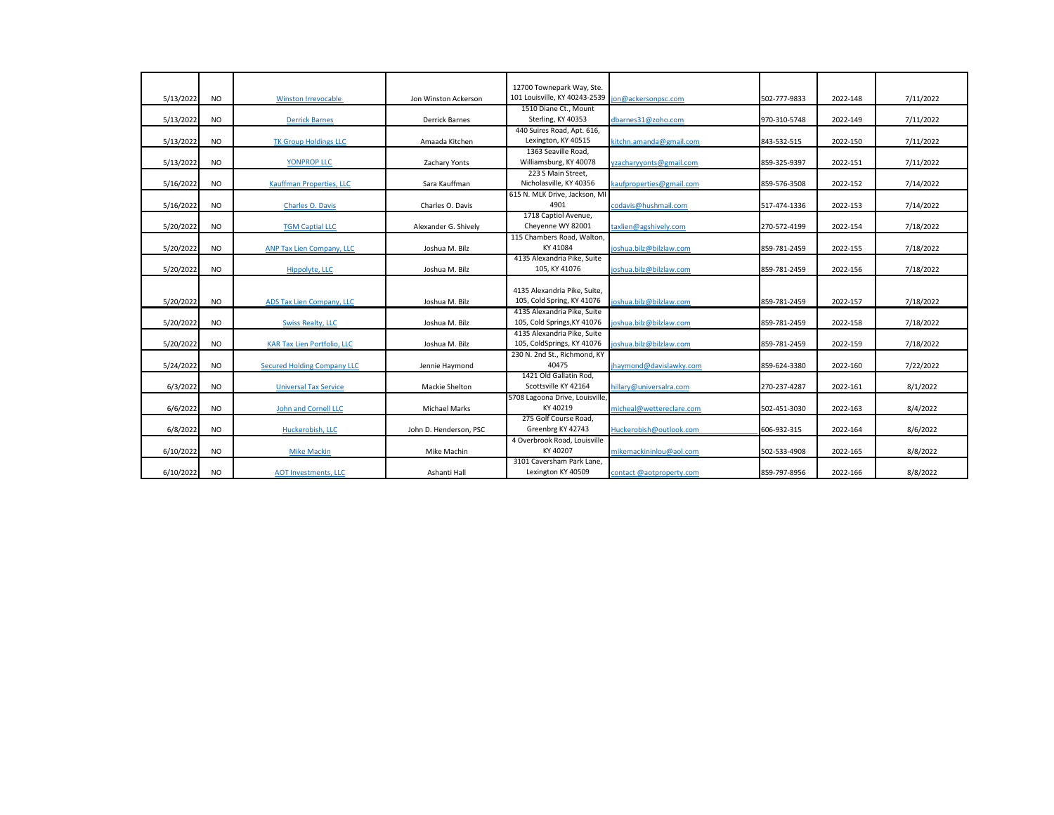| | | | | | | | | | |
|---|---|---|---|---|---|---|---|---|---|
| 5/13/2022 | NO | Winston Irrevocable | Jon Winston Ackerson | 12700 Townepark Way, Ste. 101 Louisville, KY 40243-2539 | jon@ackersonpsc.com | 502-777-9833 | 2022-148 | 7/11/2022 |
| 5/13/2022 | NO | Derrick Barnes | Derrick Barnes | 1510 Diane Ct., Mount Sterling, KY 40353 | dbarnes31@zoho.com | 970-310-5748 | 2022-149 | 7/11/2022 |
| 5/13/2022 | NO | TK Group Holdings LLC | Amaada Kitchen | 440 Suires Road, Apt. 616, Lexington, KY 40515 | kitchn.amanda@gmail.com | 843-532-515 | 2022-150 | 7/11/2022 |
| 5/13/2022 | NO | YONPROP LLC | Zachary Yonts | 1363 Seaville Road, Williamsburg, KY 40078 | yzacharyyonts@gmail.com | 859-325-9397 | 2022-151 | 7/11/2022 |
| 5/16/2022 | NO | Kauffman Properties, LLC | Sara Kauffman | 223 S Main Street, Nicholasville, KY 40356 | kaufproperties@gmail.com | 859-576-3508 | 2022-152 | 7/14/2022 |
| 5/16/2022 | NO | Charles O. Davis | Charles O. Davis | 615 N. MLK Drive, Jackson, MI 4901 | codavis@hushmail.com | 517-474-1336 | 2022-153 | 7/14/2022 |
| 5/20/2022 | NO | TGM Captial LLC | Alexander G. Shively | 1718 Captiol Avenue, Cheyenne WY 82001 | taxlien@agshively.com | 270-572-4199 | 2022-154 | 7/18/2022 |
| 5/20/2022 | NO | ANP Tax Lien Company, LLC | Joshua M. Bilz | 115 Chambers Road, Walton, KY 41084 | joshua.bilz@bilzlaw.com | 859-781-2459 | 2022-155 | 7/18/2022 |
| 5/20/2022 | NO | Hippolyte, LLC | Joshua M. Bilz | 4135 Alexandria Pike, Suite 105, KY 41076 | joshua.bilz@bilzlaw.com | 859-781-2459 | 2022-156 | 7/18/2022 |
| 5/20/2022 | NO | ADS Tax Lien Company, LLC | Joshua M. Bilz | 4135 Alexandria Pike, Suite, 105, Cold Spring, KY 41076 | joshua.bilz@bilzlaw.com | 859-781-2459 | 2022-157 | 7/18/2022 |
| 5/20/2022 | NO | Swiss Realty, LLC | Joshua M. Bilz | 4135 Alexandria Pike, Suite 105, Cold Springs,KY 41076 | joshua.bilz@bilzlaw.com | 859-781-2459 | 2022-158 | 7/18/2022 |
| 5/20/2022 | NO | KAR Tax Lien Portfolio, LLC | Joshua M. Bilz | 4135 Alexandria Pike, Suite 105, ColdSprings, KY 41076 | joshua.bilz@bilzlaw.com | 859-781-2459 | 2022-159 | 7/18/2022 |
| 5/24/2022 | NO | Secured Holding Company LLC | Jennie Haymond | 230 N. 2nd St., Richmond, KY 40475 | jhaymond@davislawky.com | 859-624-3380 | 2022-160 | 7/22/2022 |
| 6/3/2022 | NO | Universal Tax Service | Mackie Shelton | 1421 Old Gallatin Rod, Scottsville KY 42164 | hillary@universalra.com | 270-237-4287 | 2022-161 | 8/1/2022 |
| 6/6/2022 | NO | John and Cornell LLC | Michael Marks | 5708 Lagoona Drive, Louisville, KY 40219 | micheal@wettereclare.com | 502-451-3030 | 2022-163 | 8/4/2022 |
| 6/8/2022 | NO | Huckerobish, LLC | John D. Henderson, PSC | 275 Golf Course Road, Greenbrg KY 42743 | Huckerobish@outlook.com | 606-932-315 | 2022-164 | 8/6/2022 |
| 6/10/2022 | NO | Mike Mackin | Mike Machin | 4 Overbrook Road, Louisville KY 40207 | mikemackininlou@aol.com | 502-533-4908 | 2022-165 | 8/8/2022 |
| 6/10/2022 | NO | AOT Investments, LLC | Ashanti Hall | 3101 Caversham Park Lane, Lexington KY 40509 | contact @aotproperty.com | 859-797-8956 | 2022-166 | 8/8/2022 |